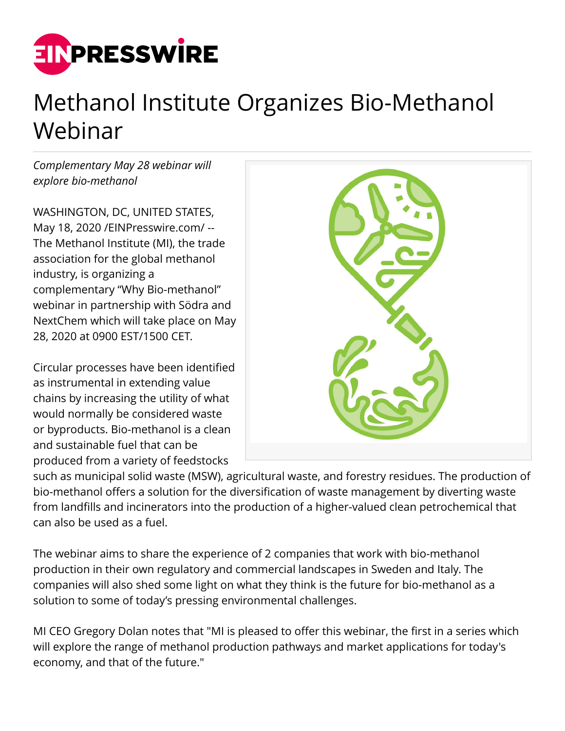# Methanol Institute Organizes Bio-Methanol Webinar

*Complementary May 28 webinar will explore bio-methanol*

WASHINGTON, DC, UNITED STATES, May 18, 2020 /EINPresswire.com/ -- The Methanol Institute (MI), the trade association for the global methanol industry, is organizing a complementary "Why Bio-methanol" webinar in partnership with Södra and NextChem which will take place on May 28, 2020 at 0900 EST/1500 CET.

Circular processes have been identified as instrumental in extending value chains by increasing the utility of what would normally be considered waste or byproducts. Bio-methanol is a clean and sustainable fuel that can be produced from a variety of feedstocks such as municipal solid waste (MSW), agricultural waste, and forestry residues. The production of bio-methanol offers a solution for the diversification of waste management by diverting waste from landfills and incinerators into the production of a higher-valued clean petrochemical that can also be used as a fuel.

The webinar aims to share the experience of 2 companies that work with bio-methanol production in their own regulatory and commercial landscapes in Sweden and Italy. The companies will also shed some light on what they think is the future for bio-methanol as a solution to some of today's pressing environmental challenges.

MI CEO Gregory Dolan notes that "MI is pleased to offer this webinar, the first in a series which will explore the range of methanol production pathways and market applications for today's economy, and that of the future."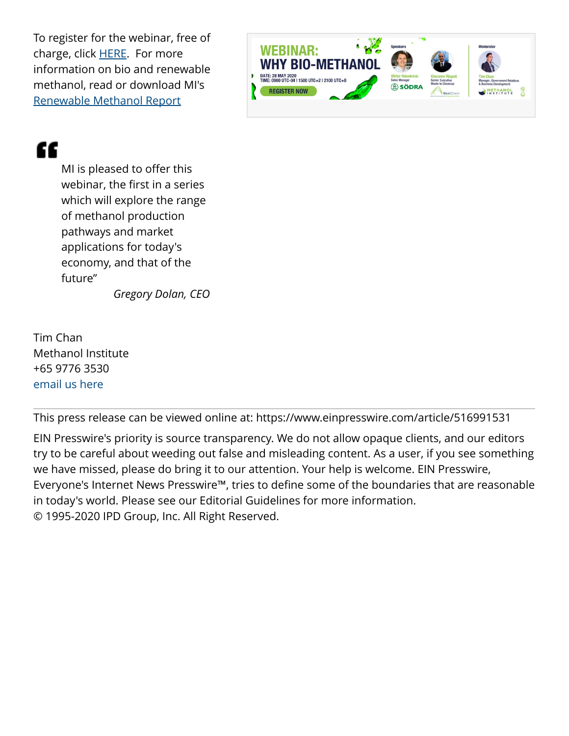To register for the webinar, free of charge, click HERE. For more information on bio and renewable methanol, read or download MI's Renewable Methanol Report

> MI is pleased to offer this webinar, the first in a series which will explore the range of methanol production pathways and market applications for today's economy, and that of the future"
>
> *Gregory Dolan, CEO*

Tim Chan
Methanol Institute
+65 9776 3530
email us here

---

This press release can be viewed online at: https://www.einpresswire.com/article/516991531

EIN Presswire's priority is source transparency. We do not allow opaque clients, and our editors try to be careful about weeding out false and misleading content. As a user, if you see something we have missed, please do bring it to our attention. Your help is welcome. EIN Presswire, Everyone's Internet News Presswire™, tries to define some of the boundaries that are reasonable in today's world. Please see our Editorial Guidelines for more information.
© 1995-2020 IPD Group, Inc. All Right Reserved.